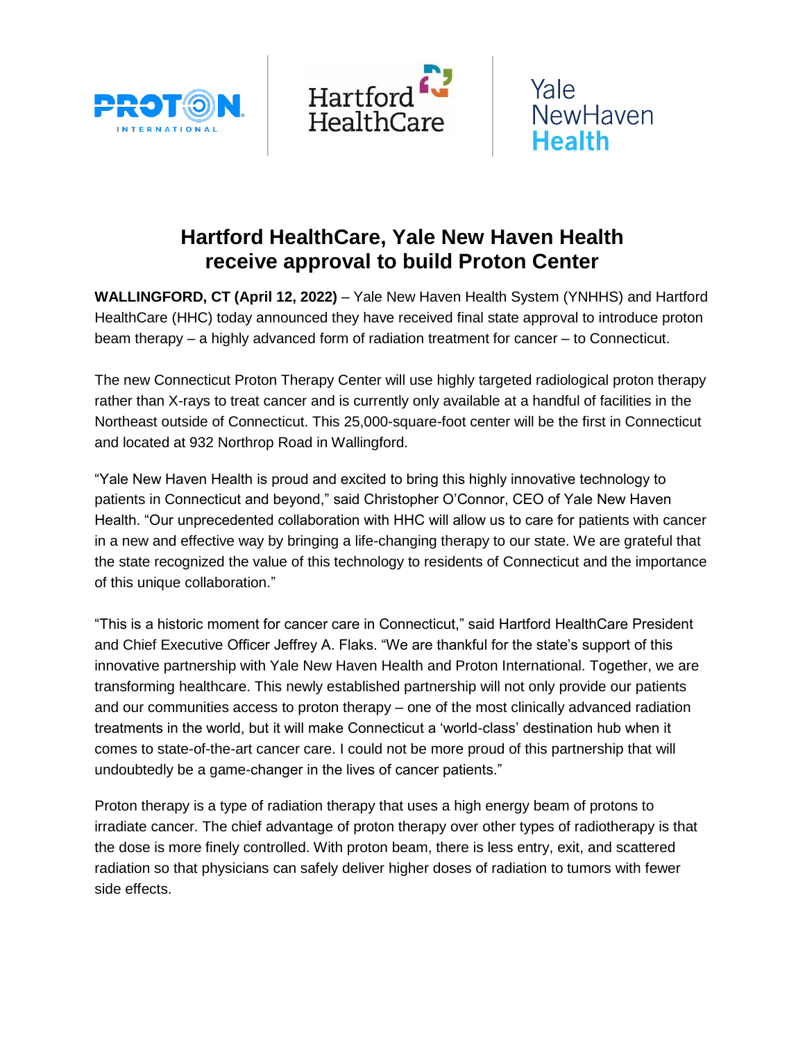# Hartford HealthCare, Yale New Haven Health receive approval to build Proton Center

**WALLINGFORD, CT (April 12, 2022)** – Yale New Haven Health System (YNHHS) and Hartford HealthCare (HHC) today announced they have received final state approval to introduce proton beam therapy – a highly advanced form of radiation treatment for cancer – to Connecticut.

The new Connecticut Proton Therapy Center will use highly targeted radiological proton therapy rather than X-rays to treat cancer and is currently only available at a handful of facilities in the Northeast outside of Connecticut. This 25,000-square-foot center will be the first in Connecticut and located at 932 Northrop Road in Wallingford.

"Yale New Haven Health is proud and excited to bring this highly innovative technology to patients in Connecticut and beyond," said Christopher O'Connor, CEO of Yale New Haven Health. "Our unprecedented collaboration with HHC will allow us to care for patients with cancer in a new and effective way by bringing a life-changing therapy to our state. We are grateful that the state recognized the value of this technology to residents of Connecticut and the importance of this unique collaboration."

"This is a historic moment for cancer care in Connecticut," said Hartford HealthCare President and Chief Executive Officer Jeffrey A. Flaks. "We are thankful for the state's support of this innovative partnership with Yale New Haven Health and Proton International. Together, we are transforming healthcare. This newly established partnership will not only provide our patients and our communities access to proton therapy – one of the most clinically advanced radiation treatments in the world, but it will make Connecticut a 'world-class' destination hub when it comes to state-of-the-art cancer care. I could not be more proud of this partnership that will undoubtedly be a game-changer in the lives of cancer patients."

Proton therapy is a type of radiation therapy that uses a high energy beam of protons to irradiate cancer. The chief advantage of proton therapy over other types of radiotherapy is that the dose is more finely controlled. With proton beam, there is less entry, exit, and scattered radiation so that physicians can safely deliver higher doses of radiation to tumors with fewer side effects.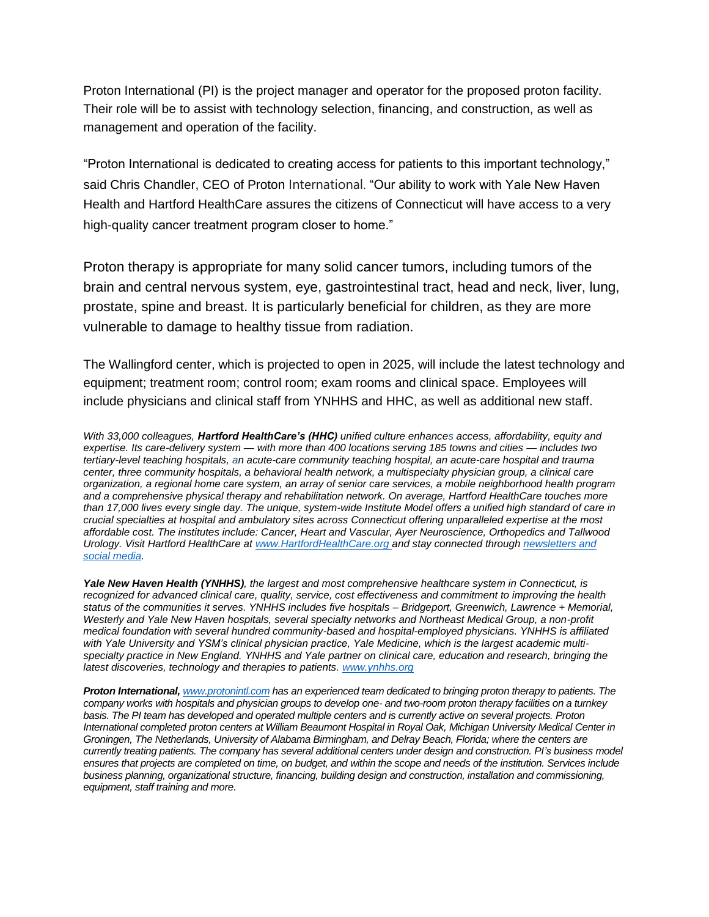Proton International (PI) is the project manager and operator for the proposed proton facility. Their role will be to assist with technology selection, financing, and construction, as well as management and operation of the facility.

"Proton International is dedicated to creating access for patients to this important technology," said Chris Chandler, CEO of Proton International. "Our ability to work with Yale New Haven Health and Hartford HealthCare assures the citizens of Connecticut will have access to a very high-quality cancer treatment program closer to home."

Proton therapy is appropriate for many solid cancer tumors, including tumors of the brain and central nervous system, eye, gastrointestinal tract, head and neck, liver, lung, prostate, spine and breast. It is particularly beneficial for children, as they are more vulnerable to damage to healthy tissue from radiation.

The Wallingford center, which is projected to open in 2025, will include the latest technology and equipment; treatment room; control room; exam rooms and clinical space. Employees will include physicians and clinical staff from YNHHS and HHC, as well as additional new staff.

*With 33,000 colleagues, **Hartford HealthCare's (HHC)** unified culture enhances access, affordability, equity and expertise. Its care-delivery system — with more than 400 locations serving 185 towns and cities — includes two tertiary-level teaching hospitals, an acute-care community teaching hospital, an acute-care hospital and trauma center, three community hospitals, a behavioral health network, a multispecialty physician group, a clinical care organization, a regional home care system, an array of senior care services, a mobile neighborhood health program and a comprehensive physical therapy and rehabilitation network. On average, Hartford HealthCare touches more than 17,000 lives every single day. The unique, system-wide Institute Model offers a unified high standard of care in crucial specialties at hospital and ambulatory sites across Connecticut offering unparalleled expertise at the most affordable cost. The institutes include: Cancer, Heart and Vascular, Ayer Neuroscience, Orthopedics and Tallwood Urology. Visit Hartford HealthCare at [www.HartfordHealthCare.org](www.HartfordHealthCare.org) and stay connected through [newsletters and social media](newsletters and social media).*

***Yale New Haven Health (YNHHS)**, the largest and most comprehensive healthcare system in Connecticut, is recognized for advanced clinical care, quality, service, cost effectiveness and commitment to improving the health status of the communities it serves. YNHHS includes five hospitals – Bridgeport, Greenwich, Lawrence + Memorial, Westerly and Yale New Haven hospitals, several specialty networks and Northeast Medical Group, a non-profit medical foundation with several hundred community-based and hospital-employed physicians. YNHHS is affiliated with Yale University and YSM's clinical physician practice, Yale Medicine, which is the largest academic multi-specialty practice in New England. YNHHS and Yale partner on clinical care, education and research, bringing the latest discoveries, technology and therapies to patients. [www.ynhhs.org](www.ynhhs.org)*

***Proton International,** [www.protonintl.com](www.protonintl.com) has an experienced team dedicated to bringing proton therapy to patients. The company works with hospitals and physician groups to develop one- and two-room proton therapy facilities on a turnkey basis. The PI team has developed and operated multiple centers and is currently active on several projects. Proton International completed proton centers at William Beaumont Hospital in Royal Oak, Michigan University Medical Center in Groningen, The Netherlands, University of Alabama Birmingham, and Delray Beach, Florida; where the centers are currently treating patients. The company has several additional centers under design and construction. PI's business model ensures that projects are completed on time, on budget, and within the scope and needs of the institution. Services include business planning, organizational structure, financing, building design and construction, installation and commissioning, equipment, staff training and more.*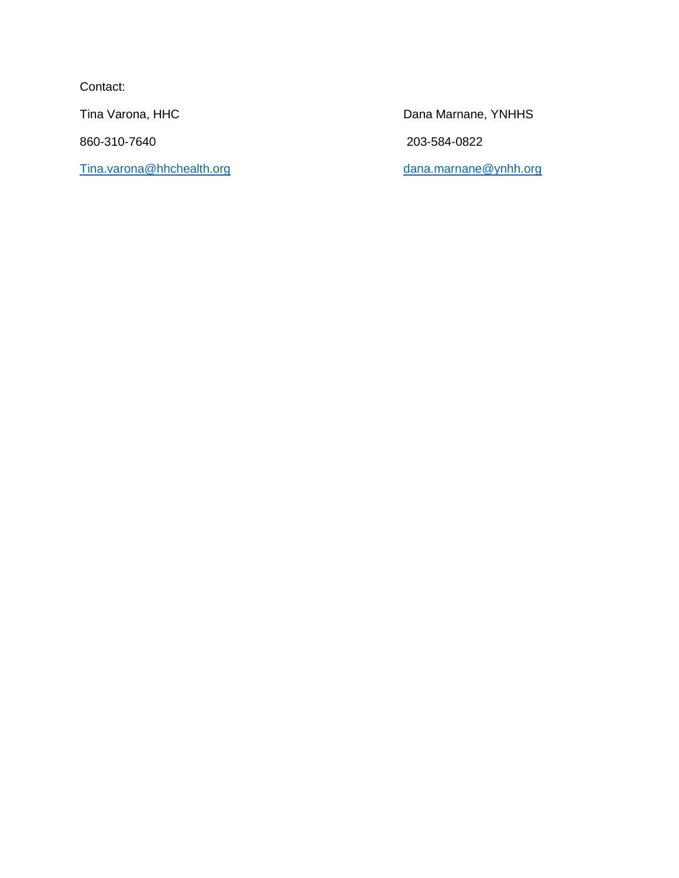Contact:

Tina Varona, HHC

860-310-7640

Tina.varona@hhchealth.org

Dana Marnane, YNHHS

203-584-0822

dana.marnane@ynhh.org